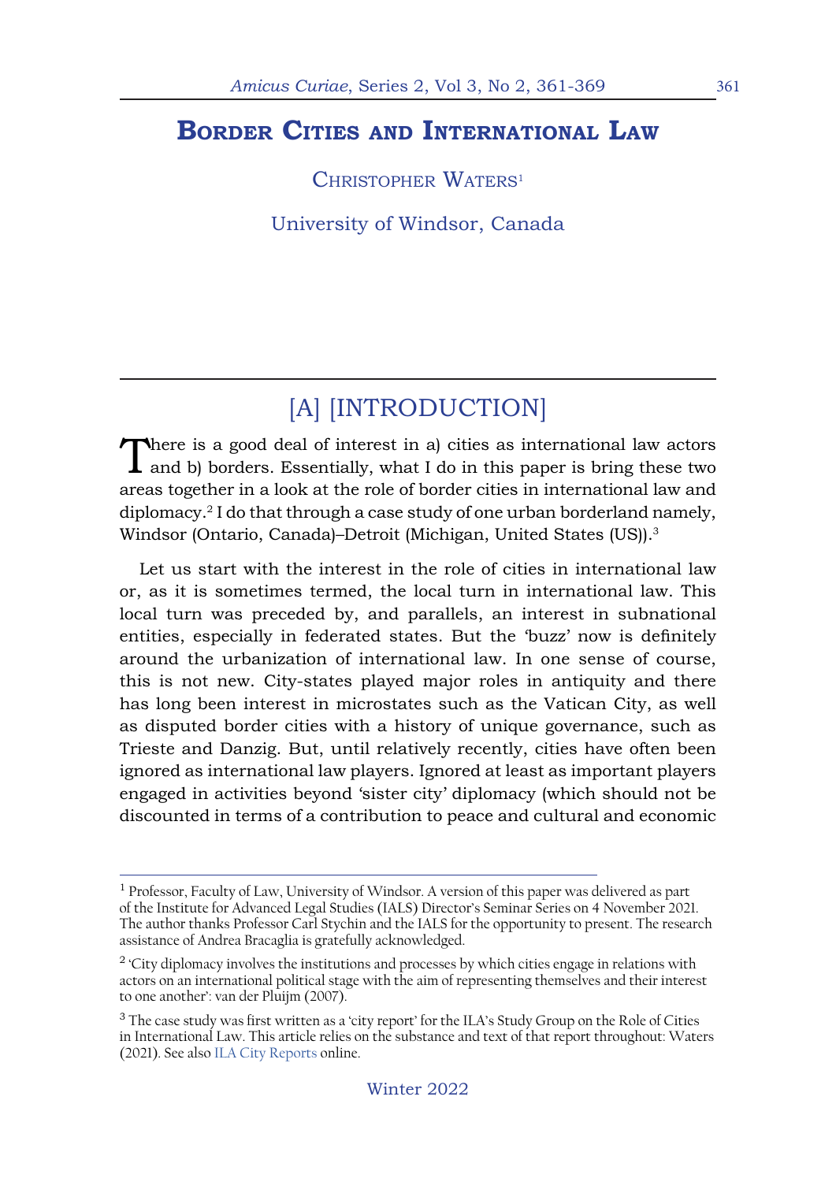# Border Cities and International Law

Christopher Waters[1]

University of Windsor, Canada

## [A] [INTRODUCTION]

There is a good deal of interest in a) cities as international law actors and b) borders. Essentially, what I do in this paper is bring these two areas together in a look at the role of border cities in international law and diplomacy.[2] I do that through a case study of one urban borderland namely, Windsor (Ontario, Canada)–Detroit (Michigan, United States (US)).[3]

Let us start with the interest in the role of cities in international law or, as it is sometimes termed, the local turn in international law. This local turn was preceded by, and parallels, an interest in subnational entities, especially in federated states. But the 'buzz' now is definitely around the urbanization of international law. In one sense of course, this is not new. City-states played major roles in antiquity and there has long been interest in microstates such as the Vatican City, as well as disputed border cities with a history of unique governance, such as Trieste and Danzig. But, until relatively recently, cities have often been ignored as international law players. Ignored at least as important players engaged in activities beyond 'sister city' diplomacy (which should not be discounted in terms of a contribution to peace and cultural and economic

---

[1] Professor, Faculty of Law, University of Windsor. A version of this paper was delivered as part of the Institute for Advanced Legal Studies (IALS) Director's Seminar Series on 4 November 2021. The author thanks Professor Carl Stychin and the IALS for the opportunity to present. The research assistance of Andrea Bracaglia is gratefully acknowledged.

[2] 'City diplomacy involves the institutions and processes by which cities engage in relations with actors on an international political stage with the aim of representing themselves and their interest to one another': van der Pluijm (2007).

[3] The case study was first written as a 'city report' for the ILA's Study Group on the Role of Cities in International Law. This article relies on the substance and text of that report throughout: Waters (2021). See also ILA City Reports online.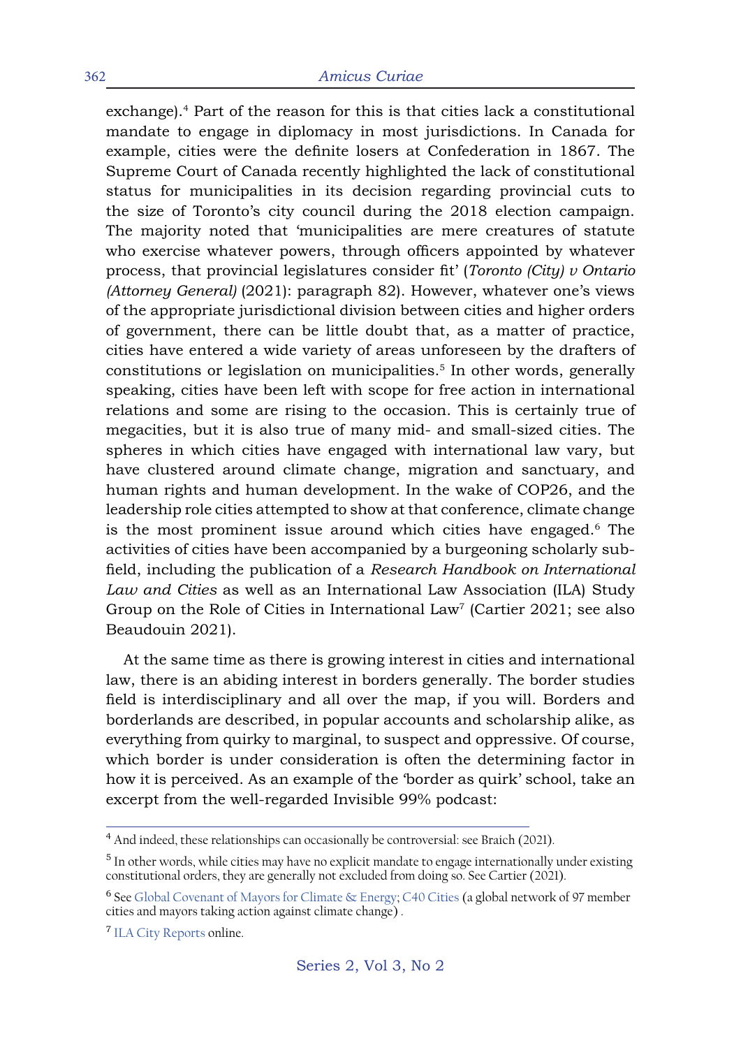exchange).[4] Part of the reason for this is that cities lack a constitutional mandate to engage in diplomacy in most jurisdictions. In Canada for example, cities were the definite losers at Confederation in 1867. The Supreme Court of Canada recently highlighted the lack of constitutional status for municipalities in its decision regarding provincial cuts to the size of Toronto's city council during the 2018 election campaign. The majority noted that 'municipalities are mere creatures of statute who exercise whatever powers, through officers appointed by whatever process, that provincial legislatures consider fit' (*Toronto (City) v Ontario (Attorney General)* (2021): paragraph 82). However, whatever one's views of the appropriate jurisdictional division between cities and higher orders of government, there can be little doubt that, as a matter of practice, cities have entered a wide variety of areas unforeseen by the drafters of constitutions or legislation on municipalities.[5] In other words, generally speaking, cities have been left with scope for free action in international relations and some are rising to the occasion. This is certainly true of megacities, but it is also true of many mid- and small-sized cities. The spheres in which cities have engaged with international law vary, but have clustered around climate change, migration and sanctuary, and human rights and human development. In the wake of COP26, and the leadership role cities attempted to show at that conference, climate change is the most prominent issue around which cities have engaged.[6] The activities of cities have been accompanied by a burgeoning scholarly sub-field, including the publication of a *Research Handbook on International Law and Cities* as well as an International Law Association (ILA) Study Group on the Role of Cities in International Law[7] (Cartier 2021; see also Beaudouin 2021).

At the same time as there is growing interest in cities and international law, there is an abiding interest in borders generally. The border studies field is interdisciplinary and all over the map, if you will. Borders and borderlands are described, in popular accounts and scholarship alike, as everything from quirky to marginal, to suspect and oppressive. Of course, which border is under consideration is often the determining factor in how it is perceived. As an example of the 'border as quirk' school, take an excerpt from the well-regarded Invisible 99% podcast:

---

[4] And indeed, these relationships can occasionally be controversial: see Braich (2021).

[5] In other words, while cities may have no explicit mandate to engage internationally under existing constitutional orders, they are generally not excluded from doing so. See Cartier (2021).

[6] See Global Covenant of Mayors for Climate & Energy; C40 Cities (a global network of 97 member cities and mayors taking action against climate change) .

[7] ILA City Reports online.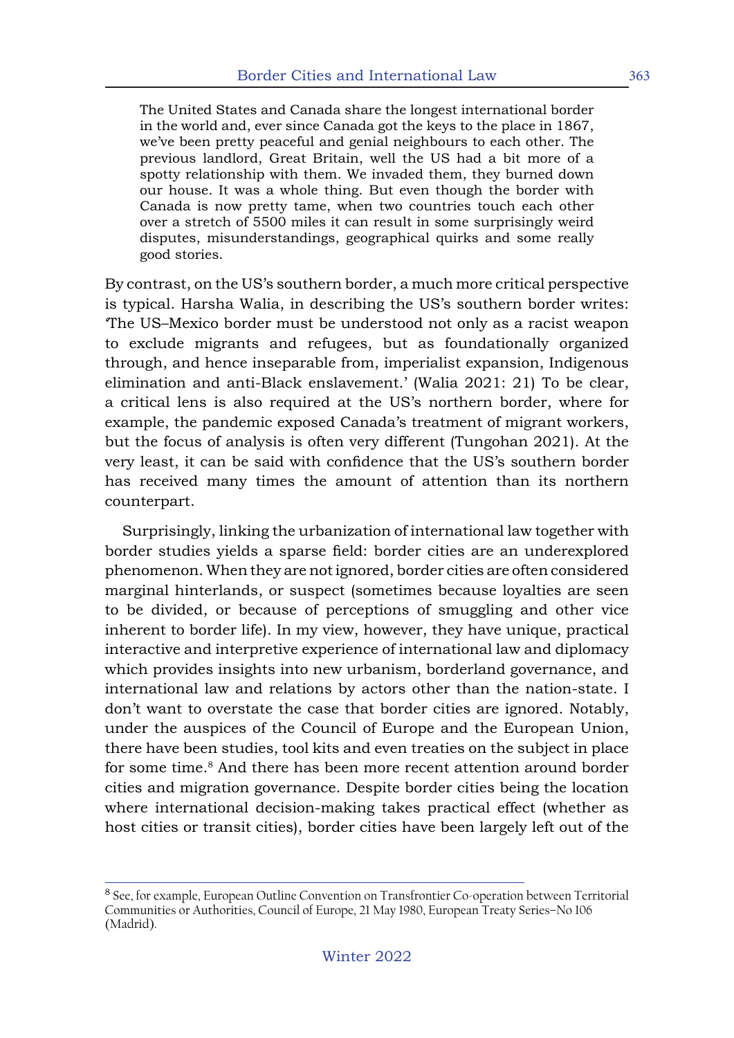> The United States and Canada share the longest international border in the world and, ever since Canada got the keys to the place in 1867, we've been pretty peaceful and genial neighbours to each other. The previous landlord, Great Britain, well the US had a bit more of a spotty relationship with them. We invaded them, they burned down our house. It was a whole thing. But even though the border with Canada is now pretty tame, when two countries touch each other over a stretch of 5500 miles it can result in some surprisingly weird disputes, misunderstandings, geographical quirks and some really good stories.

By contrast, on the US's southern border, a much more critical perspective is typical. Harsha Walia, in describing the US's southern border writes: 'The US–Mexico border must be understood not only as a racist weapon to exclude migrants and refugees, but as foundationally organized through, and hence inseparable from, imperialist expansion, Indigenous elimination and anti-Black enslavement.' (Walia 2021: 21) To be clear, a critical lens is also required at the US's northern border, where for example, the pandemic exposed Canada's treatment of migrant workers, but the focus of analysis is often very different (Tungohan 2021). At the very least, it can be said with confidence that the US's southern border has received many times the amount of attention than its northern counterpart.

Surprisingly, linking the urbanization of international law together with border studies yields a sparse field: border cities are an underexplored phenomenon. When they are not ignored, border cities are often considered marginal hinterlands, or suspect (sometimes because loyalties are seen to be divided, or because of perceptions of smuggling and other vice inherent to border life). In my view, however, they have unique, practical interactive and interpretive experience of international law and diplomacy which provides insights into new urbanism, borderland governance, and international law and relations by actors other than the nation-state. I don't want to overstate the case that border cities are ignored. Notably, under the auspices of the Council of Europe and the European Union, there have been studies, tool kits and even treaties on the subject in place for some time.[8] And there has been more recent attention around border cities and migration governance. Despite border cities being the location where international decision-making takes practical effect (whether as host cities or transit cities), border cities have been largely left out of the

[8] See, for example, European Outline Convention on Transfrontier Co-operation between Territorial Communities or Authorities, Council of Europe, 21 May 1980, European Treaty Series–No 106 (Madrid).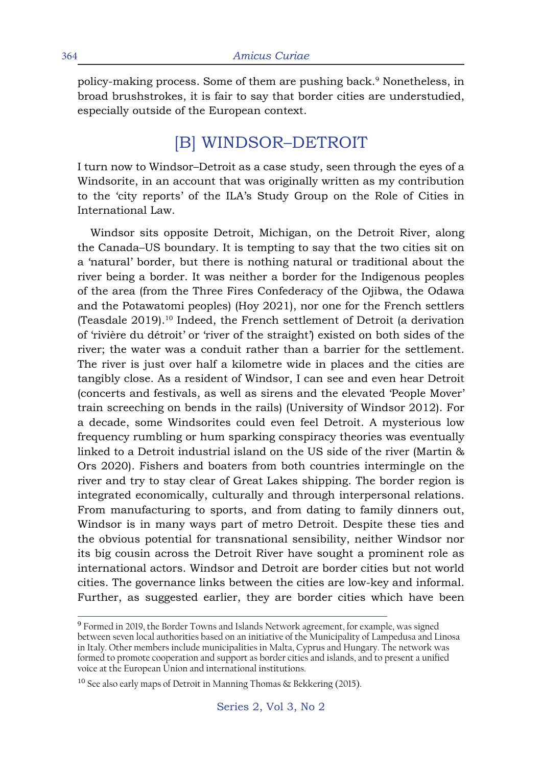policy-making process. Some of them are pushing back.[9] Nonetheless, in broad brushstrokes, it is fair to say that border cities are understudied, especially outside of the European context.

## [B] WINDSOR–DETROIT

I turn now to Windsor–Detroit as a case study, seen through the eyes of a Windsorite, in an account that was originally written as my contribution to the 'city reports' of the ILA's Study Group on the Role of Cities in International Law.

Windsor sits opposite Detroit, Michigan, on the Detroit River, along the Canada–US boundary. It is tempting to say that the two cities sit on a 'natural' border, but there is nothing natural or traditional about the river being a border. It was neither a border for the Indigenous peoples of the area (from the Three Fires Confederacy of the Ojibwa, the Odawa and the Potawatomi peoples) (Hoy 2021), nor one for the French settlers (Teasdale 2019).[10] Indeed, the French settlement of Detroit (a derivation of 'rivière du détroit' or 'river of the straight') existed on both sides of the river; the water was a conduit rather than a barrier for the settlement. The river is just over half a kilometre wide in places and the cities are tangibly close. As a resident of Windsor, I can see and even hear Detroit (concerts and festivals, as well as sirens and the elevated 'People Mover' train screeching on bends in the rails) (University of Windsor 2012). For a decade, some Windsorites could even feel Detroit. A mysterious low frequency rumbling or hum sparking conspiracy theories was eventually linked to a Detroit industrial island on the US side of the river (Martin & Ors 2020). Fishers and boaters from both countries intermingle on the river and try to stay clear of Great Lakes shipping. The border region is integrated economically, culturally and through interpersonal relations. From manufacturing to sports, and from dating to family dinners out, Windsor is in many ways part of metro Detroit. Despite these ties and the obvious potential for transnational sensibility, neither Windsor nor its big cousin across the Detroit River have sought a prominent role as international actors. Windsor and Detroit are border cities but not world cities. The governance links between the cities are low-key and informal. Further, as suggested earlier, they are border cities which have been

---

[9] Formed in 2019, the Border Towns and Islands Network agreement, for example, was signed between seven local authorities based on an initiative of the Municipality of Lampedusa and Linosa in Italy. Other members include municipalities in Malta, Cyprus and Hungary. The network was formed to promote cooperation and support as border cities and islands, and to present a unified voice at the European Union and international institutions.

[10] See also early maps of Detroit in Manning Thomas & Bekkering (2015).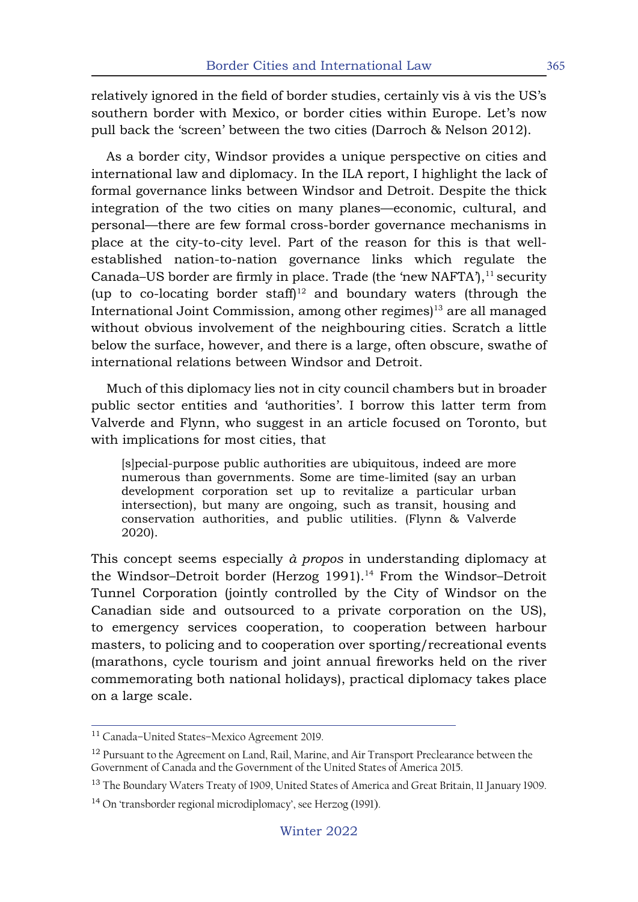relatively ignored in the field of border studies, certainly vis à vis the US's southern border with Mexico, or border cities within Europe. Let's now pull back the 'screen' between the two cities (Darroch & Nelson 2012).

As a border city, Windsor provides a unique perspective on cities and international law and diplomacy. In the ILA report, I highlight the lack of formal governance links between Windsor and Detroit. Despite the thick integration of the two cities on many planes—economic, cultural, and personal—there are few formal cross-border governance mechanisms in place at the city-to-city level. Part of the reason for this is that well-established nation-to-nation governance links which regulate the Canada–US border are firmly in place. Trade (the 'new NAFTA'),[11] security (up to co-locating border staff)[12] and boundary waters (through the International Joint Commission, among other regimes)[13] are all managed without obvious involvement of the neighbouring cities. Scratch a little below the surface, however, and there is a large, often obscure, swathe of international relations between Windsor and Detroit.

Much of this diplomacy lies not in city council chambers but in broader public sector entities and 'authorities'. I borrow this latter term from Valverde and Flynn, who suggest in an article focused on Toronto, but with implications for most cities, that

> [s]pecial-purpose public authorities are ubiquitous, indeed are more numerous than governments. Some are time-limited (say an urban development corporation set up to revitalize a particular urban intersection), but many are ongoing, such as transit, housing and conservation authorities, and public utilities. (Flynn & Valverde 2020).

This concept seems especially *à propos* in understanding diplomacy at the Windsor–Detroit border (Herzog 1991).[14] From the Windsor–Detroit Tunnel Corporation (jointly controlled by the City of Windsor on the Canadian side and outsourced to a private corporation on the US), to emergency services cooperation, to cooperation between harbour masters, to policing and to cooperation over sporting/recreational events (marathons, cycle tourism and joint annual fireworks held on the river commemorating both national holidays), practical diplomacy takes place on a large scale.

---

[11] Canada–United States–Mexico Agreement 2019.

[12] Pursuant to the Agreement on Land, Rail, Marine, and Air Transport Preclearance between the Government of Canada and the Government of the United States of America 2015.

[13] The Boundary Waters Treaty of 1909, United States of America and Great Britain, 11 January 1909.

[14] On 'transborder regional microdiplomacy', see Herzog (1991).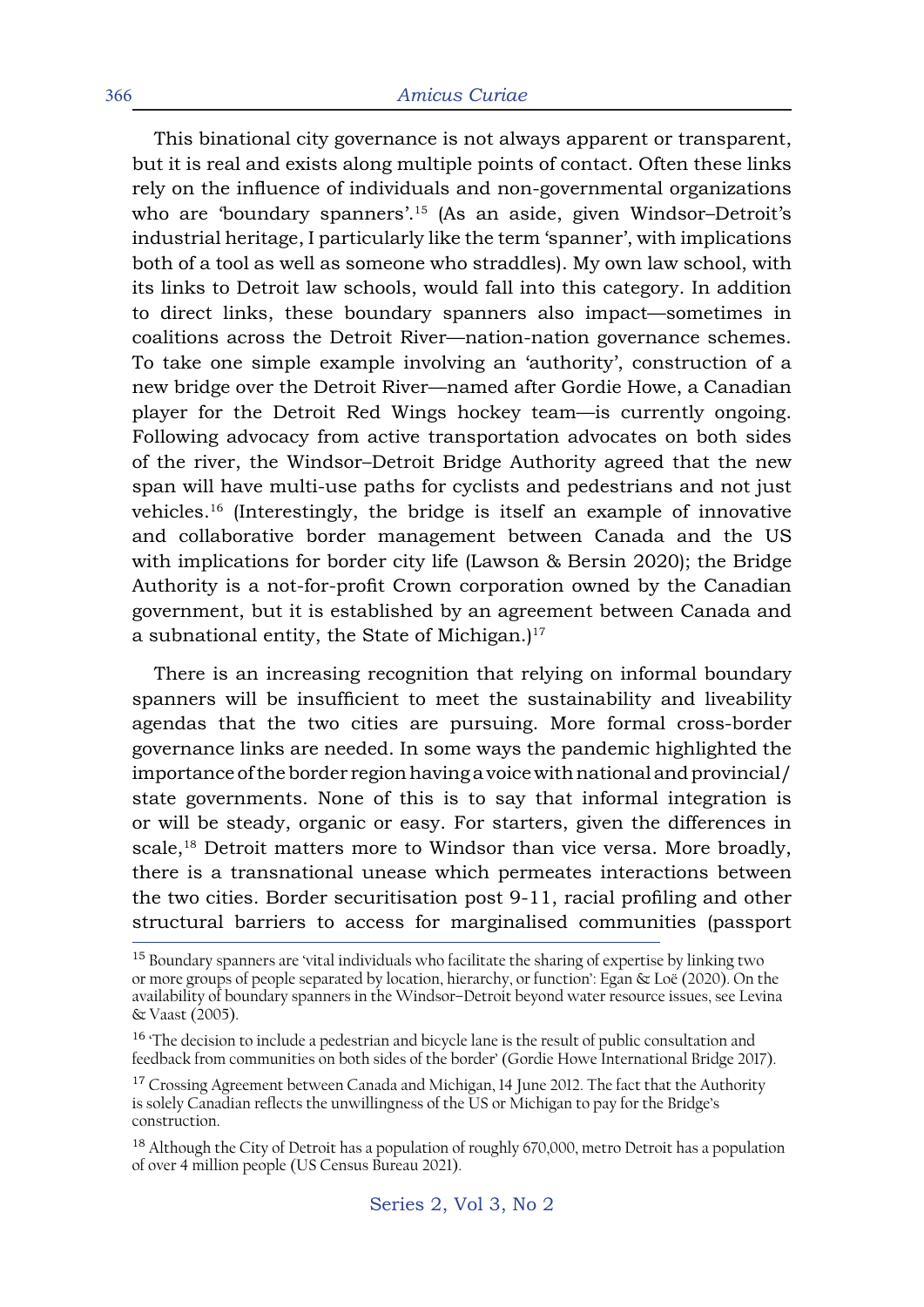This binational city governance is not always apparent or transparent, but it is real and exists along multiple points of contact. Often these links rely on the influence of individuals and non-governmental organizations who are 'boundary spanners'.[15] (As an aside, given Windsor–Detroit's industrial heritage, I particularly like the term 'spanner', with implications both of a tool as well as someone who straddles). My own law school, with its links to Detroit law schools, would fall into this category. In addition to direct links, these boundary spanners also impact—sometimes in coalitions across the Detroit River—nation-nation governance schemes. To take one simple example involving an 'authority', construction of a new bridge over the Detroit River—named after Gordie Howe, a Canadian player for the Detroit Red Wings hockey team—is currently ongoing. Following advocacy from active transportation advocates on both sides of the river, the Windsor–Detroit Bridge Authority agreed that the new span will have multi-use paths for cyclists and pedestrians and not just vehicles.[16] (Interestingly, the bridge is itself an example of innovative and collaborative border management between Canada and the US with implications for border city life (Lawson & Bersin 2020); the Bridge Authority is a not-for-profit Crown corporation owned by the Canadian government, but it is established by an agreement between Canada and a subnational entity, the State of Michigan.)[17]

There is an increasing recognition that relying on informal boundary spanners will be insufficient to meet the sustainability and liveability agendas that the two cities are pursuing. More formal cross-border governance links are needed. In some ways the pandemic highlighted the importance of the border region having a voice with national and provincial/state governments. None of this is to say that informal integration is or will be steady, organic or easy. For starters, given the differences in scale,[18] Detroit matters more to Windsor than vice versa. More broadly, there is a transnational unease which permeates interactions between the two cities. Border securitisation post 9-11, racial profiling and other structural barriers to access for marginalised communities (passport

---

[15] Boundary spanners are 'vital individuals who facilitate the sharing of expertise by linking two or more groups of people separated by location, hierarchy, or function': Egan & Loë (2020). On the availability of boundary spanners in the Windsor–Detroit beyond water resource issues, see Levina & Vaast (2005).

[16] 'The decision to include a pedestrian and bicycle lane is the result of public consultation and feedback from communities on both sides of the border' (Gordie Howe International Bridge 2017).

[17] Crossing Agreement between Canada and Michigan, 14 June 2012. The fact that the Authority is solely Canadian reflects the unwillingness of the US or Michigan to pay for the Bridge's construction.

[18] Although the City of Detroit has a population of roughly 670,000, metro Detroit has a population of over 4 million people (US Census Bureau 2021).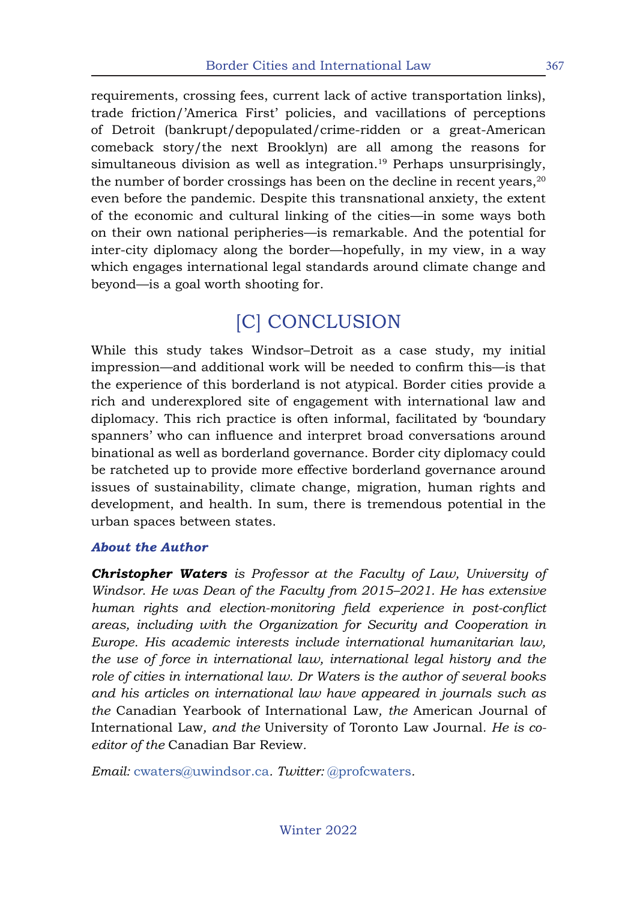requirements, crossing fees, current lack of active transportation links), trade friction/'America First' policies, and vacillations of perceptions of Detroit (bankrupt/depopulated/crime-ridden or a great-American comeback story/the next Brooklyn) are all among the reasons for simultaneous division as well as integration.[19] Perhaps unsurprisingly, the number of border crossings has been on the decline in recent years,[20] even before the pandemic. Despite this transnational anxiety, the extent of the economic and cultural linking of the cities—in some ways both on their own national peripheries—is remarkable. And the potential for inter-city diplomacy along the border—hopefully, in my view, in a way which engages international legal standards around climate change and beyond—is a goal worth shooting for.

## [C] CONCLUSION

While this study takes Windsor–Detroit as a case study, my initial impression—and additional work will be needed to confirm this—is that the experience of this borderland is not atypical. Border cities provide a rich and underexplored site of engagement with international law and diplomacy. This rich practice is often informal, facilitated by 'boundary spanners' who can influence and interpret broad conversations around binational as well as borderland governance. Border city diplomacy could be ratcheted up to provide more effective borderland governance around issues of sustainability, climate change, migration, human rights and development, and health. In sum, there is tremendous potential in the urban spaces between states.

### *About the Author*

***Christopher Waters*** *is Professor at the Faculty of Law, University of Windsor. He was Dean of the Faculty from 2015–2021. He has extensive human rights and election-monitoring field experience in post-conflict areas, including with the Organization for Security and Cooperation in Europe. His academic interests include international humanitarian law, the use of force in international law, international legal history and the role of cities in international law. Dr Waters is the author of several books and his articles on international law have appeared in journals such as the* Canadian Yearbook of International Law*, the* American Journal of International Law*, and the* University of Toronto Law Journal*. He is co-editor of the* Canadian Bar Review*.*

*Email:* cwaters@uwindsor.ca*. Twitter:* @profcwaters*.*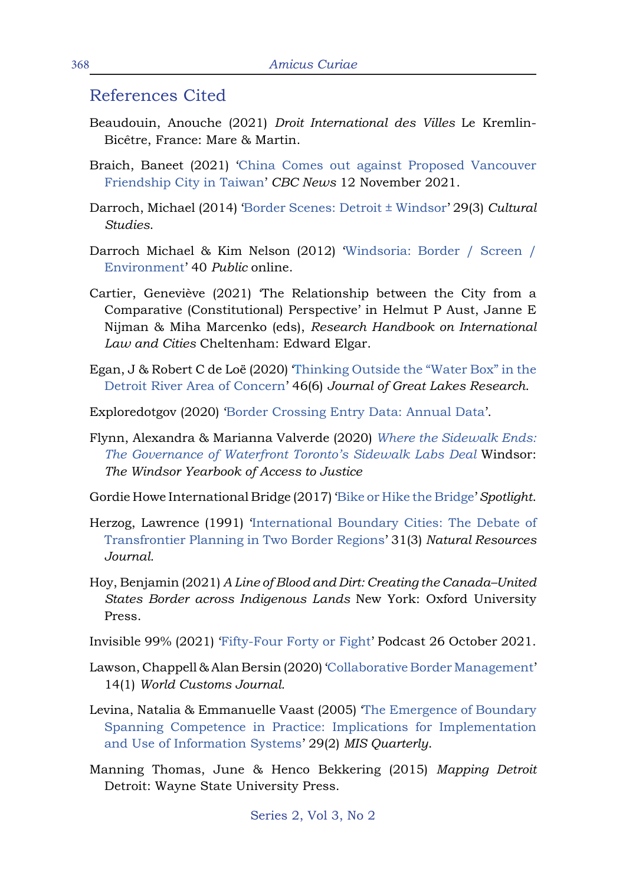## References Cited

Beaudouin, Anouche (2021) *Droit International des Villes* Le Kremlin-Bicêtre, France: Mare & Martin.

Braich, Baneet (2021) 'China Comes out against Proposed Vancouver Friendship City in Taiwan' *CBC News* 12 November 2021.

Darroch, Michael (2014) 'Border Scenes: Detroit ± Windsor' 29(3) *Cultural Studies*.

Darroch Michael & Kim Nelson (2012) 'Windsoria: Border / Screen / Environment' 40 *Public* online.

Cartier, Geneviève (2021) 'The Relationship between the City from a Comparative (Constitutional) Perspective' in Helmut P Aust, Janne E Nijman & Miha Marcenko (eds), *Research Handbook on International Law and Cities* Cheltenham: Edward Elgar.

Egan, J & Robert C de Loë (2020) 'Thinking Outside the "Water Box" in the Detroit River Area of Concern' 46(6) *Journal of Great Lakes Research*.

Exploredotgov (2020) 'Border Crossing Entry Data: Annual Data'.

Flynn, Alexandra & Marianna Valverde (2020) *Where the Sidewalk Ends: The Governance of Waterfront Toronto's Sidewalk Labs Deal* Windsor: *The Windsor Yearbook of Access to Justice*

Gordie Howe International Bridge (2017) 'Bike or Hike the Bridge' *Spotlight*.

Herzog, Lawrence (1991) 'International Boundary Cities: The Debate of Transfrontier Planning in Two Border Regions' 31(3) *Natural Resources Journal*.

Hoy, Benjamin (2021) *A Line of Blood and Dirt: Creating the Canada–United States Border across Indigenous Lands* New York: Oxford University Press.

Invisible 99% (2021) 'Fifty-Four Forty or Fight' Podcast 26 October 2021.

Lawson, Chappell & Alan Bersin (2020) 'Collaborative Border Management' 14(1) *World Customs Journal*.

Levina, Natalia & Emmanuelle Vaast (2005) 'The Emergence of Boundary Spanning Competence in Practice: Implications for Implementation and Use of Information Systems' 29(2) *MIS Quarterly*.

Manning Thomas, June & Henco Bekkering (2015) *Mapping Detroit* Detroit: Wayne State University Press.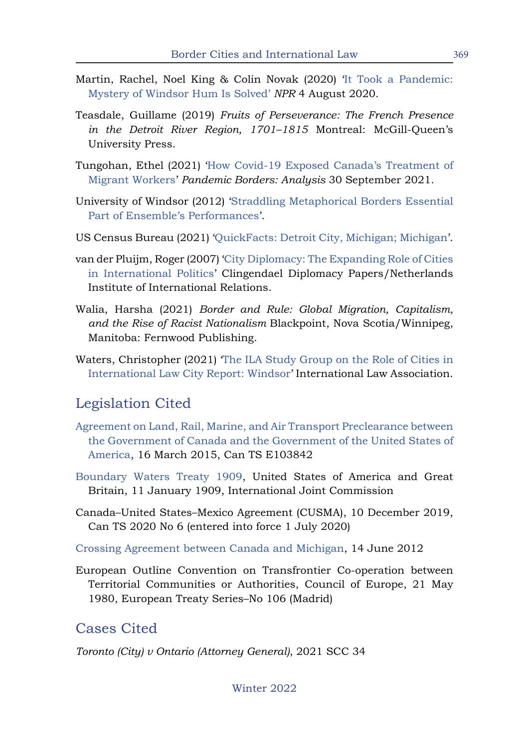Martin, Rachel, Noel King & Colin Novak (2020) 'It Took a Pandemic: Mystery of Windsor Hum Is Solved' *NPR* 4 August 2020.

Teasdale, Guillame (2019) *Fruits of Perseverance: The French Presence in the Detroit River Region, 1701–1815* Montreal: McGill-Queen's University Press.

Tungohan, Ethel (2021) 'How Covid-19 Exposed Canada's Treatment of Migrant Workers' *Pandemic Borders: Analysis* 30 September 2021.

University of Windsor (2012) 'Straddling Metaphorical Borders Essential Part of Ensemble's Performances'.

US Census Bureau (2021) 'QuickFacts: Detroit City, Michigan; Michigan'.

van der Pluijm, Roger (2007) 'City Diplomacy: The Expanding Role of Cities in International Politics' Clingendael Diplomacy Papers/Netherlands Institute of International Relations.

Walia, Harsha (2021) *Border and Rule: Global Migration, Capitalism, and the Rise of Racist Nationalism* Blackpoint, Nova Scotia/Winnipeg, Manitoba: Fernwood Publishing.

Waters, Christopher (2021) 'The ILA Study Group on the Role of Cities in International Law City Report: Windsor' International Law Association.

## Legislation Cited

Agreement on Land, Rail, Marine, and Air Transport Preclearance between the Government of Canada and the Government of the United States of America, 16 March 2015, Can TS E103842

Boundary Waters Treaty 1909, United States of America and Great Britain, 11 January 1909, International Joint Commission

Canada–United States–Mexico Agreement (CUSMA), 10 December 2019, Can TS 2020 No 6 (entered into force 1 July 2020)

Crossing Agreement between Canada and Michigan, 14 June 2012

European Outline Convention on Transfrontier Co-operation between Territorial Communities or Authorities, Council of Europe, 21 May 1980, European Treaty Series–No 106 (Madrid)

## Cases Cited

*Toronto (City) v Ontario (Attorney General)*, 2021 SCC 34